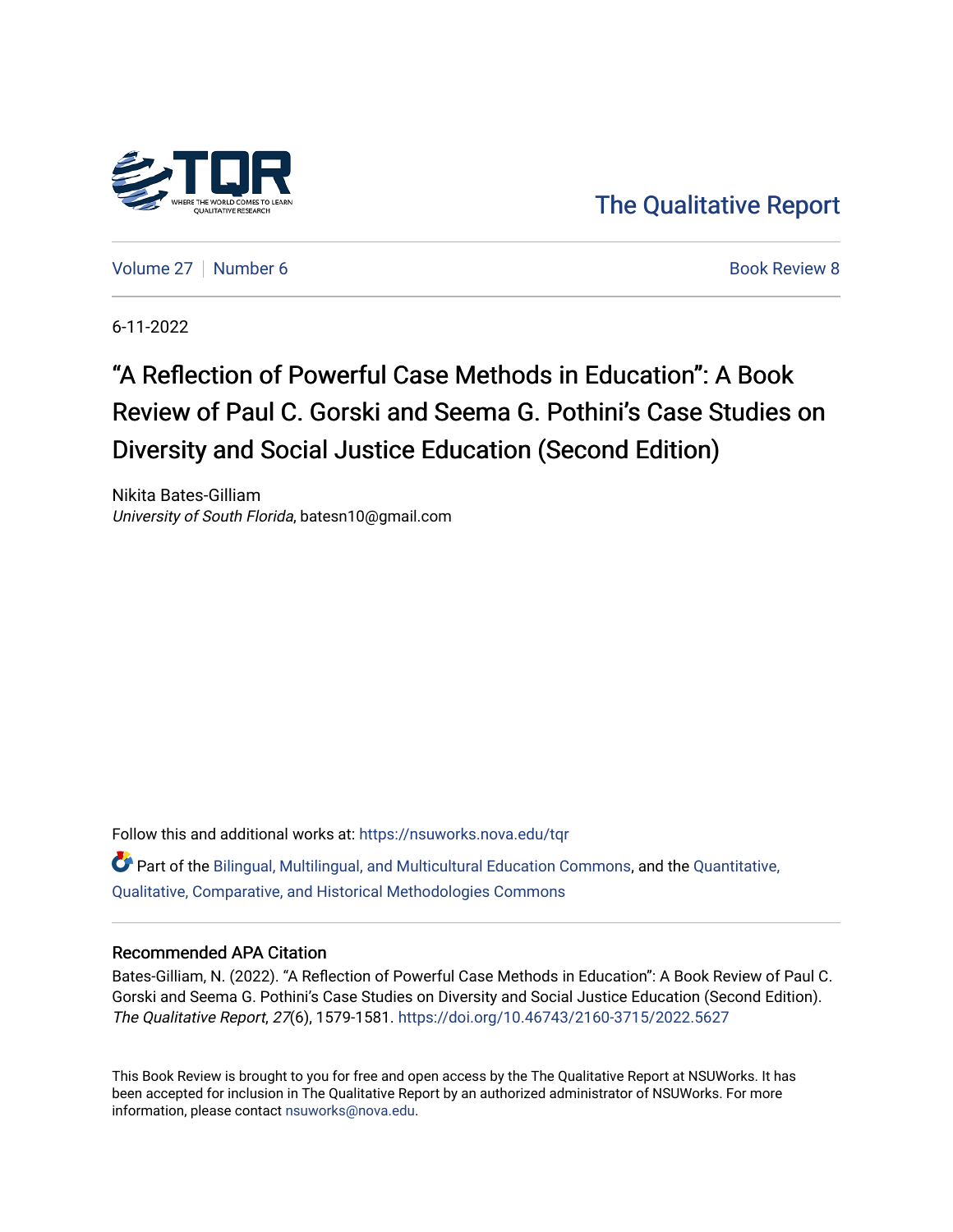The Qualitative Report

Volume 27 | Number 6 | Book Review 8

6-11-2022

# "A Reflection of Powerful Case Methods in Education": A Book Review of Paul C. Gorski and Seema G. Pothini's Case Studies on Diversity and Social Justice Education (Second Edition)

Nikita Bates-Gilliam
*University of South Florida*, batesn10@gmail.com

Follow this and additional works at: https://nsuworks.nova.edu/tqr

Part of the Bilingual, Multilingual, and Multicultural Education Commons, and the Quantitative, Qualitative, Comparative, and Historical Methodologies Commons

## Recommended APA Citation

Bates-Gilliam, N. (2022). "A Reflection of Powerful Case Methods in Education": A Book Review of Paul C. Gorski and Seema G. Pothini's Case Studies on Diversity and Social Justice Education (Second Edition). *The Qualitative Report*, *27*(6), 1579-1581. https://doi.org/10.46743/2160-3715/2022.5627

This Book Review is brought to you for free and open access by the The Qualitative Report at NSUWorks. It has been accepted for inclusion in The Qualitative Report by an authorized administrator of NSUWorks. For more information, please contact nsuworks@nova.edu.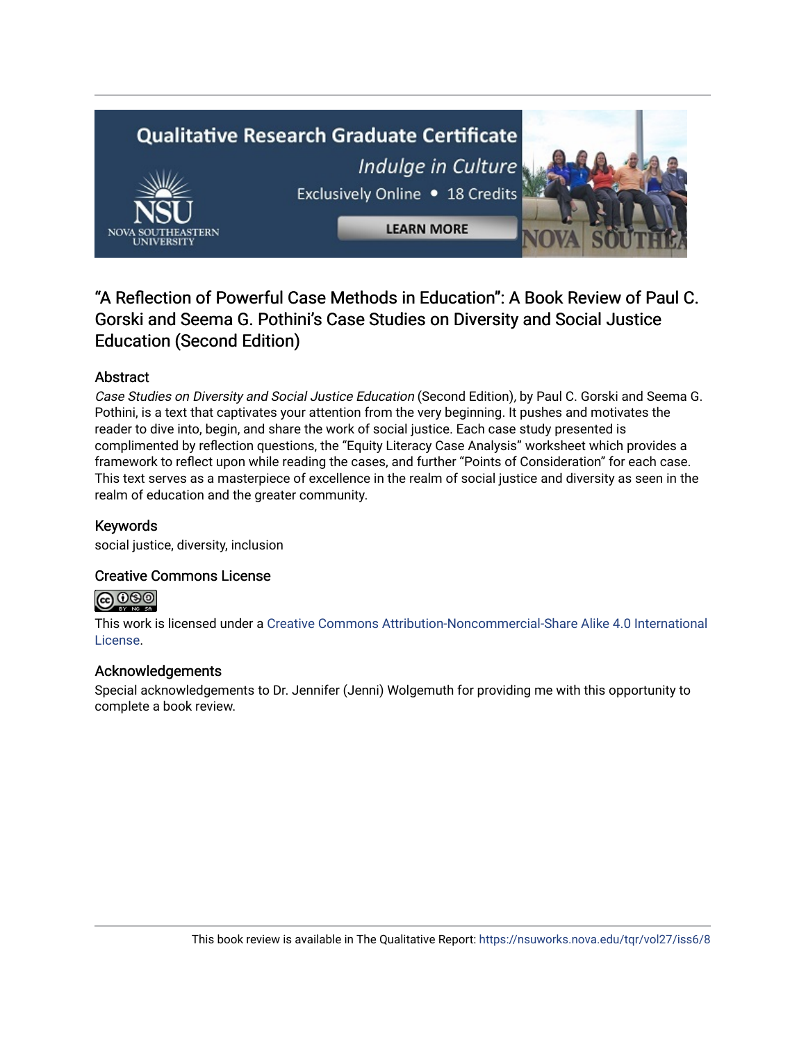# "A Reflection of Powerful Case Methods in Education": A Book Review of Paul C. Gorski and Seema G. Pothini's Case Studies on Diversity and Social Justice Education (Second Edition)

## Abstract

*Case Studies on Diversity and Social Justice Education* (Second Edition), by Paul C. Gorski and Seema G. Pothini, is a text that captivates your attention from the very beginning. It pushes and motivates the reader to dive into, begin, and share the work of social justice. Each case study presented is complimented by reflection questions, the "Equity Literacy Case Analysis" worksheet which provides a framework to reflect upon while reading the cases, and further "Points of Consideration" for each case. This text serves as a masterpiece of excellence in the realm of social justice and diversity as seen in the realm of education and the greater community.

## Keywords

social justice, diversity, inclusion

## Creative Commons License

This work is licensed under a Creative Commons Attribution-Noncommercial-Share Alike 4.0 International License.

## Acknowledgements

Special acknowledgements to Dr. Jennifer (Jenni) Wolgemuth for providing me with this opportunity to complete a book review.

This book review is available in The Qualitative Report: https://nsuworks.nova.edu/tqr/vol27/iss6/8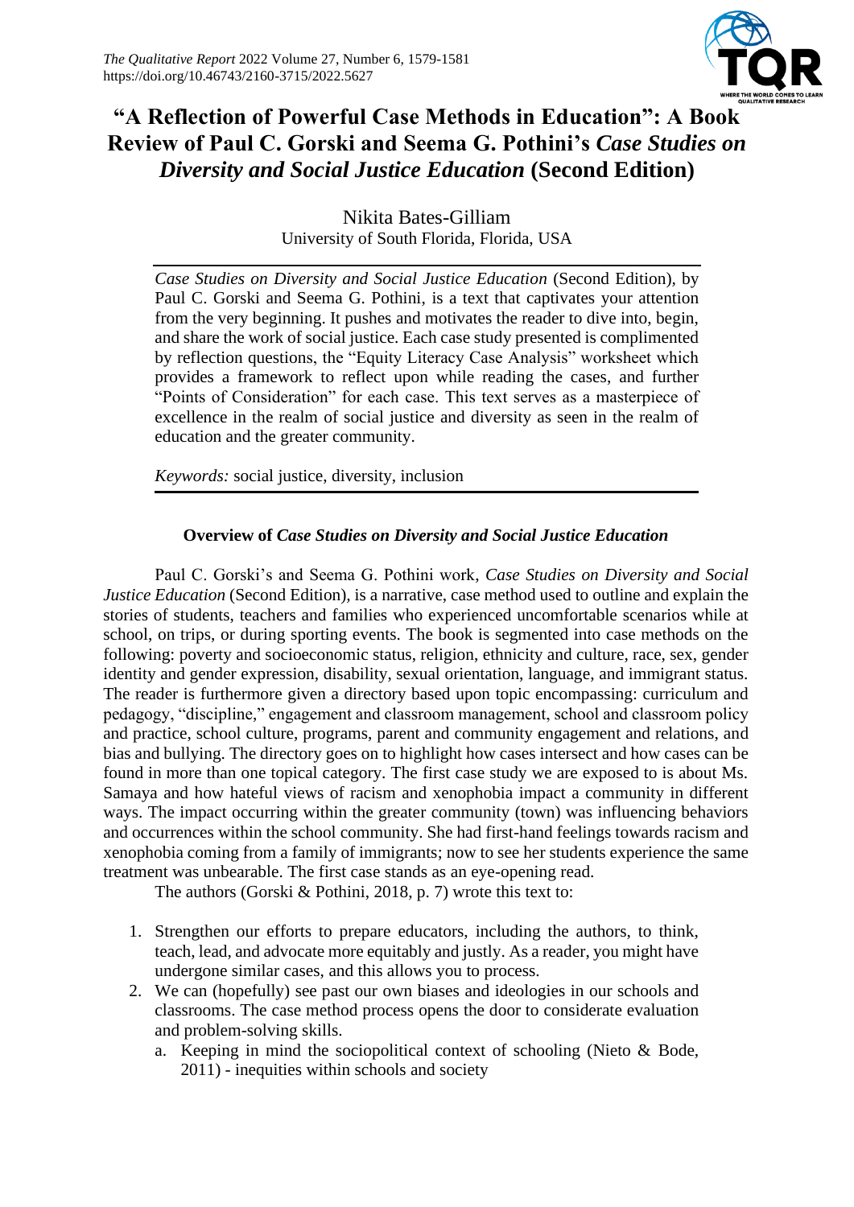# "A Reflection of Powerful Case Methods in Education": A Book Review of Paul C. Gorski and Seema G. Pothini's *Case Studies on Diversity and Social Justice Education* (Second Edition)

Nikita Bates-Gilliam
University of South Florida, Florida, USA

*Case Studies on Diversity and Social Justice Education* (Second Edition), by Paul C. Gorski and Seema G. Pothini, is a text that captivates your attention from the very beginning. It pushes and motivates the reader to dive into, begin, and share the work of social justice. Each case study presented is complimented by reflection questions, the "Equity Literacy Case Analysis" worksheet which provides a framework to reflect upon while reading the cases, and further "Points of Consideration" for each case. This text serves as a masterpiece of excellence in the realm of social justice and diversity as seen in the realm of education and the greater community.

*Keywords:* social justice, diversity, inclusion

## Overview of *Case Studies on Diversity and Social Justice Education*

Paul C. Gorski's and Seema G. Pothini work, *Case Studies on Diversity and Social Justice Education* (Second Edition), is a narrative, case method used to outline and explain the stories of students, teachers and families who experienced uncomfortable scenarios while at school, on trips, or during sporting events. The book is segmented into case methods on the following: poverty and socioeconomic status, religion, ethnicity and culture, race, sex, gender identity and gender expression, disability, sexual orientation, language, and immigrant status. The reader is furthermore given a directory based upon topic encompassing: curriculum and pedagogy, "discipline," engagement and classroom management, school and classroom policy and practice, school culture, programs, parent and community engagement and relations, and bias and bullying. The directory goes on to highlight how cases intersect and how cases can be found in more than one topical category. The first case study we are exposed to is about Ms. Samaya and how hateful views of racism and xenophobia impact a community in different ways. The impact occurring within the greater community (town) was influencing behaviors and occurrences within the school community. She had first-hand feelings towards racism and xenophobia coming from a family of immigrants; now to see her students experience the same treatment was unbearable. The first case stands as an eye-opening read.

The authors (Gorski & Pothini, 2018, p. 7) wrote this text to:

1. Strengthen our efforts to prepare educators, including the authors, to think, teach, lead, and advocate more equitably and justly. As a reader, you might have undergone similar cases, and this allows you to process.
2. We can (hopefully) see past our own biases and ideologies in our schools and classrooms. The case method process opens the door to considerate evaluation and problem-solving skills.
   a. Keeping in mind the sociopolitical context of schooling (Nieto & Bode, 2011) - inequities within schools and society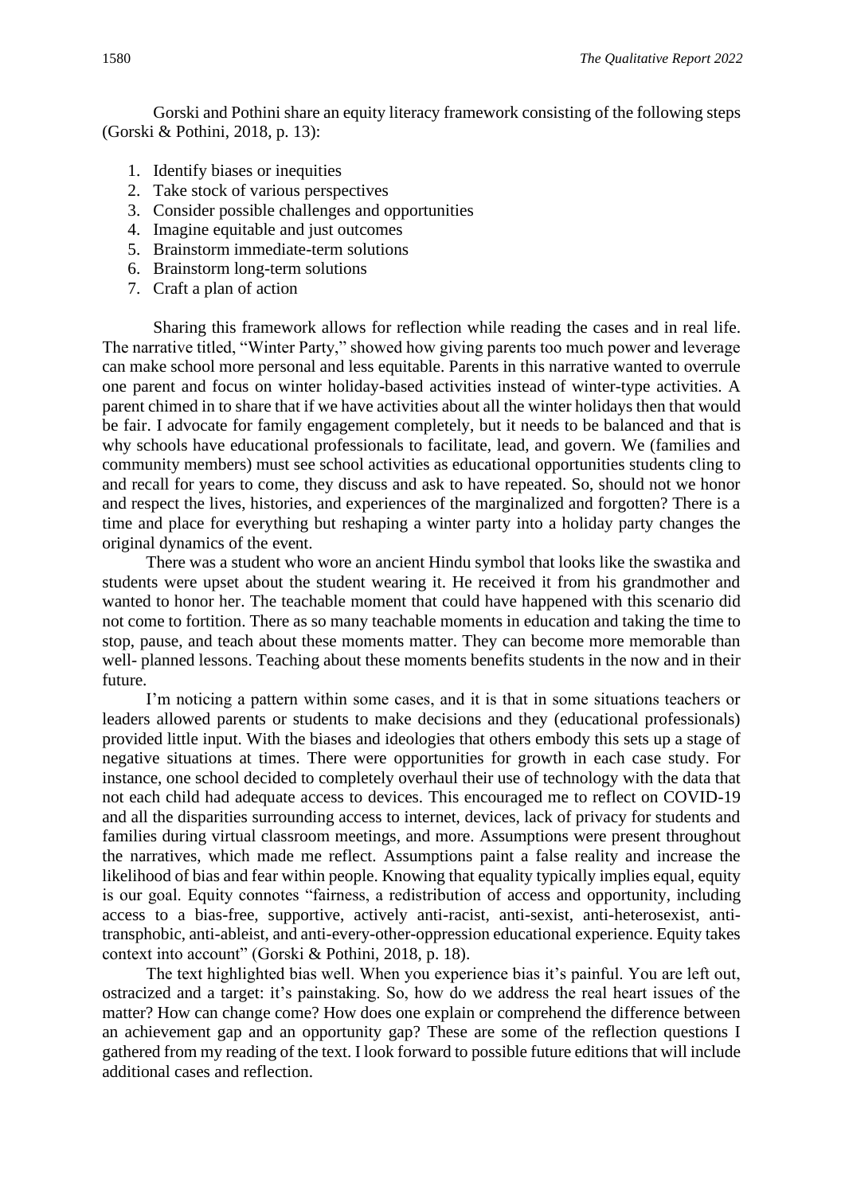Gorski and Pothini share an equity literacy framework consisting of the following steps (Gorski & Pothini, 2018, p. 13):

1. Identify biases or inequities
2. Take stock of various perspectives
3. Consider possible challenges and opportunities
4. Imagine equitable and just outcomes
5. Brainstorm immediate-term solutions
6. Brainstorm long-term solutions
7. Craft a plan of action

Sharing this framework allows for reflection while reading the cases and in real life. The narrative titled, "Winter Party," showed how giving parents too much power and leverage can make school more personal and less equitable. Parents in this narrative wanted to overrule one parent and focus on winter holiday-based activities instead of winter-type activities. A parent chimed in to share that if we have activities about all the winter holidays then that would be fair. I advocate for family engagement completely, but it needs to be balanced and that is why schools have educational professionals to facilitate, lead, and govern. We (families and community members) must see school activities as educational opportunities students cling to and recall for years to come, they discuss and ask to have repeated. So, should not we honor and respect the lives, histories, and experiences of the marginalized and forgotten? There is a time and place for everything but reshaping a winter party into a holiday party changes the original dynamics of the event.

There was a student who wore an ancient Hindu symbol that looks like the swastika and students were upset about the student wearing it. He received it from his grandmother and wanted to honor her. The teachable moment that could have happened with this scenario did not come to fortition. There as so many teachable moments in education and taking the time to stop, pause, and teach about these moments matter. They can become more memorable than well- planned lessons. Teaching about these moments benefits students in the now and in their future.

I'm noticing a pattern within some cases, and it is that in some situations teachers or leaders allowed parents or students to make decisions and they (educational professionals) provided little input. With the biases and ideologies that others embody this sets up a stage of negative situations at times. There were opportunities for growth in each case study. For instance, one school decided to completely overhaul their use of technology with the data that not each child had adequate access to devices. This encouraged me to reflect on COVID-19 and all the disparities surrounding access to internet, devices, lack of privacy for students and families during virtual classroom meetings, and more. Assumptions were present throughout the narratives, which made me reflect. Assumptions paint a false reality and increase the likelihood of bias and fear within people. Knowing that equality typically implies equal, equity is our goal. Equity connotes "fairness, a redistribution of access and opportunity, including access to a bias-free, supportive, actively anti-racist, anti-sexist, anti-heterosexist, anti-transphobic, anti-ableist, and anti-every-other-oppression educational experience. Equity takes context into account" (Gorski & Pothini, 2018, p. 18).

The text highlighted bias well. When you experience bias it's painful. You are left out, ostracized and a target: it's painstaking. So, how do we address the real heart issues of the matter? How can change come? How does one explain or comprehend the difference between an achievement gap and an opportunity gap? These are some of the reflection questions I gathered from my reading of the text. I look forward to possible future editions that will include additional cases and reflection.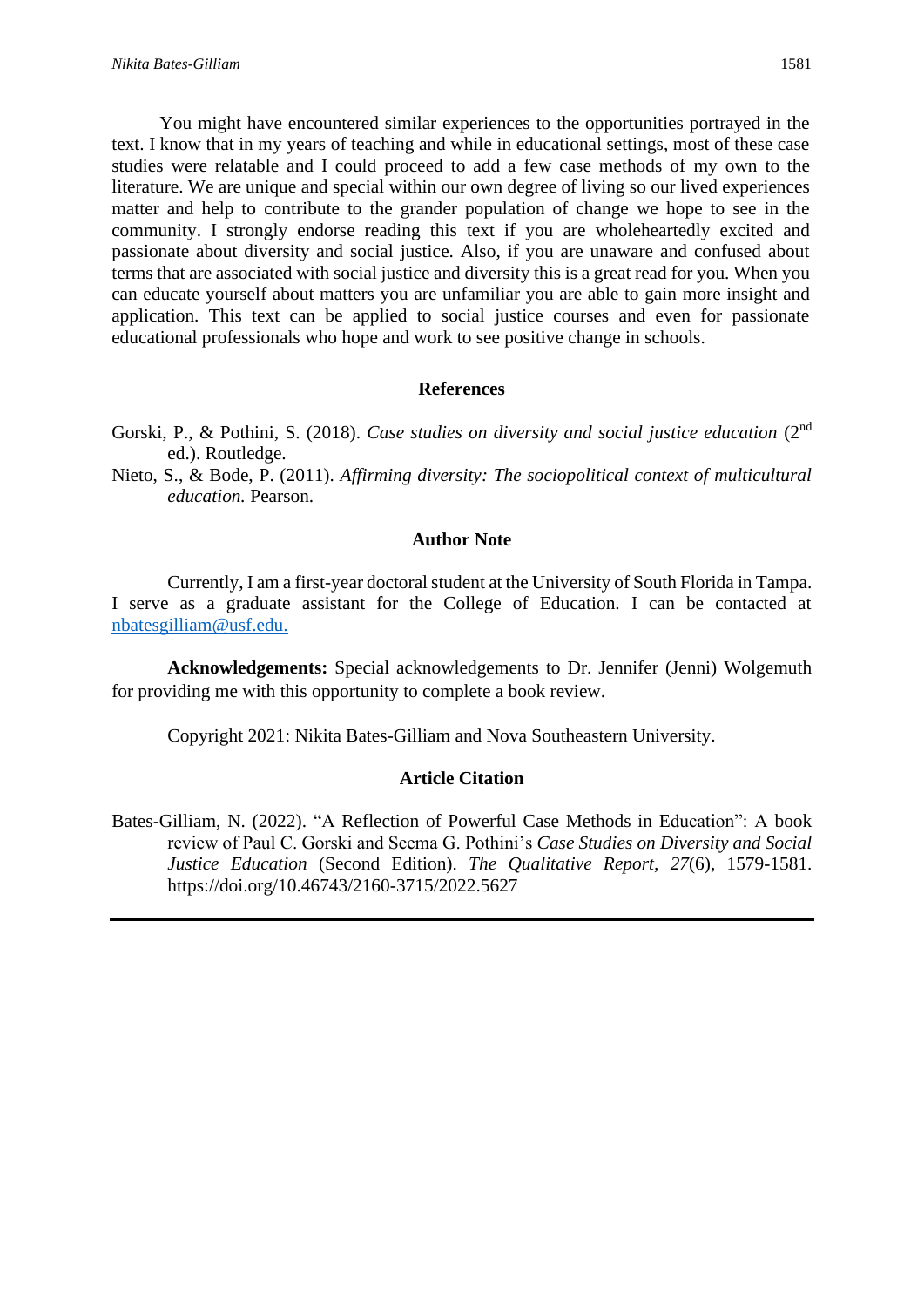You might have encountered similar experiences to the opportunities portrayed in the text. I know that in my years of teaching and while in educational settings, most of these case studies were relatable and I could proceed to add a few case methods of my own to the literature. We are unique and special within our own degree of living so our lived experiences matter and help to contribute to the grander population of change we hope to see in the community. I strongly endorse reading this text if you are wholeheartedly excited and passionate about diversity and social justice. Also, if you are unaware and confused about terms that are associated with social justice and diversity this is a great read for you. When you can educate yourself about matters you are unfamiliar you are able to gain more insight and application. This text can be applied to social justice courses and even for passionate educational professionals who hope and work to see positive change in schools.

## References

Gorski, P., & Pothini, S. (2018). *Case studies on diversity and social justice education* (2nd ed.). Routledge.

Nieto, S., & Bode, P. (2011). *Affirming diversity: The sociopolitical context of multicultural education.* Pearson.

## Author Note

Currently, I am a first-year doctoral student at the University of South Florida in Tampa. I serve as a graduate assistant for the College of Education. I can be contacted at nbatesgilliam@usf.edu.

**Acknowledgements:** Special acknowledgements to Dr. Jennifer (Jenni) Wolgemuth for providing me with this opportunity to complete a book review.

Copyright 2021: Nikita Bates-Gilliam and Nova Southeastern University.

## Article Citation

Bates-Gilliam, N. (2022). "A Reflection of Powerful Case Methods in Education": A book review of Paul C. Gorski and Seema G. Pothini's *Case Studies on Diversity and Social Justice Education* (Second Edition). *The Qualitative Report, 27*(6), 1579-1581. https://doi.org/10.46743/2160-3715/2022.5627